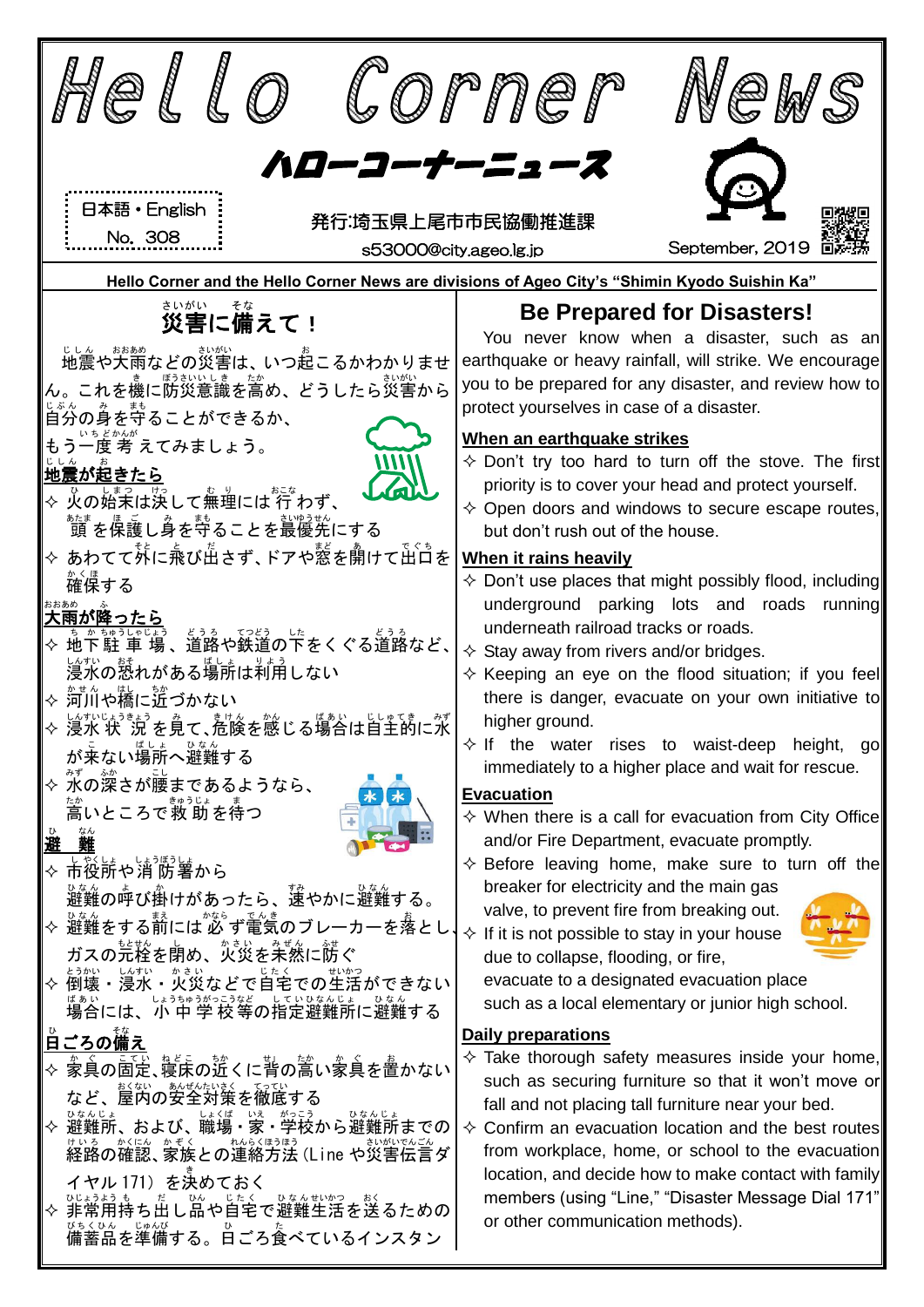# Hello Corner News

## ハローコーナーニュース

日本語・English
No. 308

発行:埼玉県上尾市市民協働推進課
s53000@city.ageo.lg.jp

September, 2019

Hello Corner and the Hello Corner News are divisions of Ageo City's "Shimin Kyodo Suishin Ka"

## 災害に備えて！

地震や大雨などの災害は、いつ起こるかわかりません。これを機に防災意識を高め、どうしたら災害から自分の身を守ることができるか、もう一度考えてみましょう。

**地震が起きたら**

- ✧ 火の始末は決して無理には行わず、頭を保護し身を守ることを最優先にする
- ✧ あわてて外に飛び出さず、ドアや窓を開けて出口を確保する

**大雨が降ったら**

- ✧ 地下駐車場、道路や鉄道の下をくぐる道路など、浸水の恐れがある場所は利用しない
- ✧ 河川や橋に近づかない
- ✧ 浸水状況を見て、危険を感じる場合は自主的に水が来ない場所へ避難する
- ✧ 水の深さが腰まであるようなら、高いところで救助を待つ

**避難**

- ✧ 市役所や消防署から避難の呼び掛けがあったら、速やかに避難する。
- ✧ 避難をする前には必ず電気のブレーカーを落とし、ガスの元栓を閉め、火災を未然に防ぐ
- ✧ 倒壊・浸水・火災などで自宅での生活ができない場合には、小中学校等の指定避難所に避難する

**日ごろの備え**

- ✧ 家具の固定、寝床の近くに背の高い家具を置かないなど、屋内の安全対策を徹底する
- ✧ 避難所、および、職場・家・学校から避難所までの経路の確認、家族との連絡方法（Line や災害伝言ダイヤル 171）を決めておく
- ✧ 非常用持ち出し品や自宅で避難生活を送るための備蓄品を準備する。日ごろ食べているインスタン

## Be Prepared for Disasters!

You never know when a disaster, such as an earthquake or heavy rainfall, will strike. We encourage you to be prepared for any disaster, and review how to protect yourselves in case of a disaster.

**When an earthquake strikes**

- ✧ Don't try too hard to turn off the stove. The first priority is to cover your head and protect yourself.
- ✧ Open doors and windows to secure escape routes, but don't rush out of the house.

**When it rains heavily**

- ✧ Don't use places that might possibly flood, including underground parking lots and roads running underneath railroad tracks or roads.
- ✧ Stay away from rivers and/or bridges.
- ✧ Keeping an eye on the flood situation; if you feel there is danger, evacuate on your own initiative to higher ground.
- ✧ If the water rises to waist-deep height, go immediately to a higher place and wait for rescue.

**Evacuation**

- ✧ When there is a call for evacuation from City Office and/or Fire Department, evacuate promptly.
- ✧ Before leaving home, make sure to turn off the breaker for electricity and the main gas valve, to prevent fire from breaking out.
- ✧ If it is not possible to stay in your house due to collapse, flooding, or fire, evacuate to a designated evacuation place such as a local elementary or junior high school.

**Daily preparations**

- ✧ Take thorough safety measures inside your home, such as securing furniture so that it won't move or fall and not placing tall furniture near your bed.
- ✧ Confirm an evacuation location and the best routes from workplace, home, or school to the evacuation location, and decide how to make contact with family members (using "Line," "Disaster Message Dial 171" or other communication methods).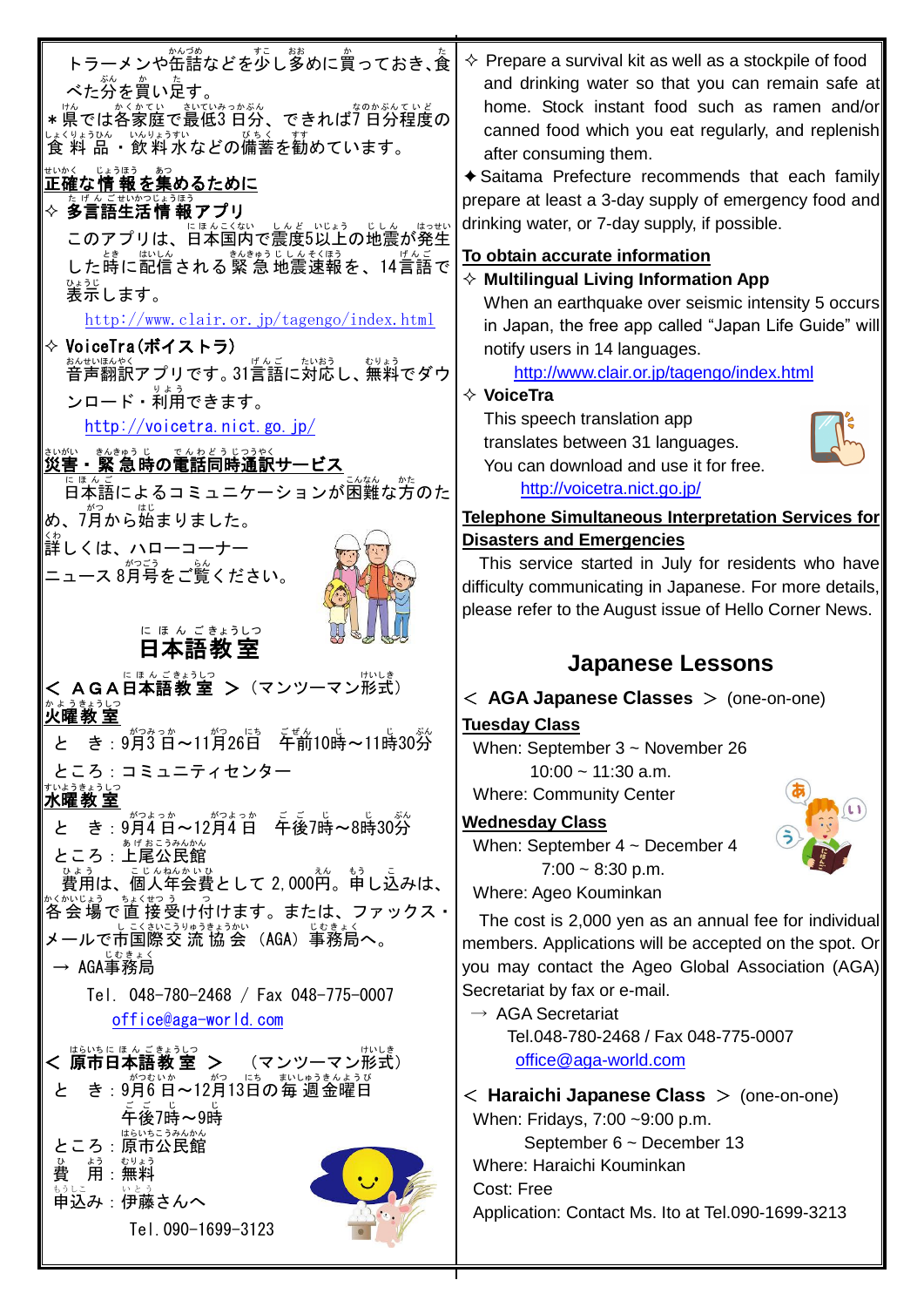トラーメンや缶詰などを少し多めに買っておき、食べた分を買い足す。

＊県では各家庭で最低3日分、できれば7日分程度の食料品・飲料水などの備蓄を勧めています。

## 正確な情報を集めるために

✧ **多言語生活情報アプリ**

このアプリは、日本国内で震度5以上の地震が発生した時に配信される緊急地震速報を、14言語で表示します。

http://www.clair.or.jp/tagengo/index.html

✧ **VoiceTra(ボイストラ)**

音声翻訳アプリです。31言語に対応し、無料でダウンロード・利用できます。

http://voicetra.nict.go.jp/

## 災害・緊急時の電話同時通訳サービス

日本語によるコミュニケーションが困難な方のため、7月から始まりました。

詳しくは、ハローコーナーニュース8月号をご覧ください。

# 日本語教室

## ＜ AGA日本語教室 ＞（マンツーマン形式）

**火曜教室**

とき：9月3日～11月26日　午前10時～11時30分

ところ：コミュニティセンター

**水曜教室**

とき：9月4日～12月4日　午後7時～8時30分

ところ：上尾公民館

費用は、個人年会費として2,000円。申し込みは、各会場で直接受け付けます。または、ファックス・メールで市国際交流協会（AGA）事務局へ。

→ AGA事務局

Tel. 048-780-2468 / Fax 048-775-0007

office@aga-world.com

## ＜ 原市日本語教室 ＞（マンツーマン形式）

とき：9月6日～12月13日の毎週金曜日
午後7時～9時

ところ：原市公民館

費用：無料

申込み：伊藤さんへ

Tel.090-1699-3123

---

✧ Prepare a survival kit as well as a stockpile of food and drinking water so that you can remain safe at home. Stock instant food such as ramen and/or canned food which you eat regularly, and replenish after consuming them.

✦Saitama Prefecture recommends that each family prepare at least a 3-day supply of emergency food and drinking water, or 7-day supply, if possible.

## To obtain accurate information

✧ **Multilingual Living Information App**

When an earthquake over seismic intensity 5 occurs in Japan, the free app called "Japan Life Guide" will notify users in 14 languages.

http://www.clair.or.jp/tagengo/index.html

✧ **VoiceTra**

This speech translation app translates between 31 languages. You can download and use it for free.

http://voicetra.nict.go.jp/

## Telephone Simultaneous Interpretation Services for Disasters and Emergencies

This service started in July for residents who have difficulty communicating in Japanese. For more details, please refer to the August issue of Hello Corner News.

# Japanese Lessons

## ＜ AGA Japanese Classes ＞ (one-on-one)

**Tuesday Class**

When: September 3 ~ November 26
10:00 ~ 11:30 a.m.

Where: Community Center

**Wednesday Class**

When: September 4 ~ December 4
7:00 ~ 8:30 p.m.

Where: Ageo Kouminkan

The cost is 2,000 yen as an annual fee for individual members. Applications will be accepted on the spot. Or you may contact the Ageo Global Association (AGA) Secretariat by fax or e-mail.

→ AGA Secretariat

Tel.048-780-2468 / Fax 048-775-0007

office@aga-world.com

## ＜ Haraichi Japanese Class ＞ (one-on-one)

When: Fridays, 7:00 ~9:00 p.m.
September 6 ~ December 13

Where: Haraichi Kouminkan

Cost: Free

Application: Contact Ms. Ito at Tel.090-1699-3213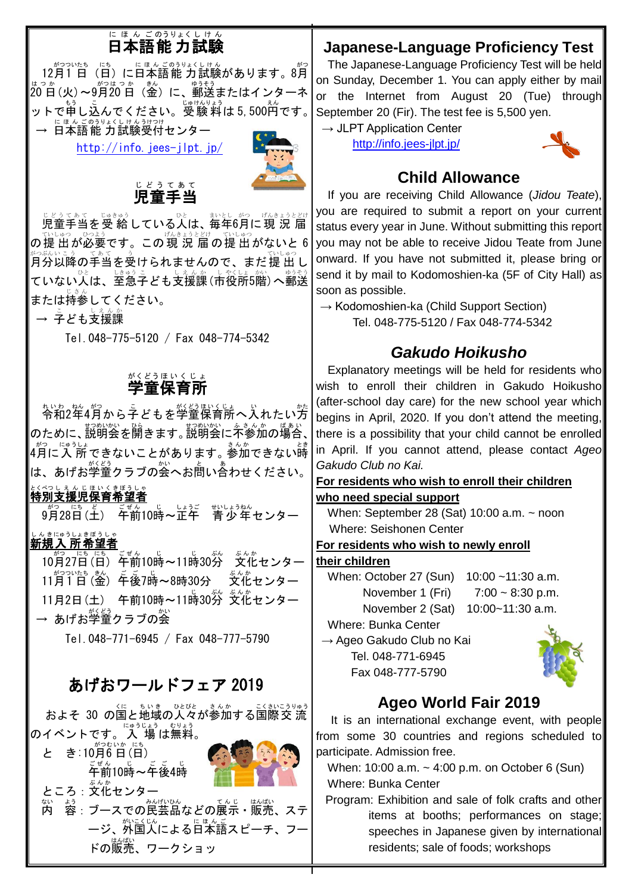# 日本語能力試験

12月1日（日）に日本語能力試験があります。8月20日（火）～9月20日（金）に、郵送またはインターネットで申し込んでください。受験料は5,500円です。

→ 日本語能力試験受付センター

http://info.jees-jlpt.jp/

# 児童手当

児童手当を受給している人は、毎年6月に現況届の提出が必要です。この現況届の提出がないと6月分以降の手当を受けられませんので、まだ提出していない人は、至急子ども支援課（市役所5階）へ郵送または持参してください。

→ 子ども支援課

Tel. 048-775-5120 / Fax 048-774-5342

# 学童保育所

令和2年4月から子どもを学童保育所へ入れたい方のために、説明会を開きます。説明会に不参加の場合、4月に入所できないことがあります。参加できない時は、あげお学童クラブの会へお問い合わせください。

**特別支援児保育希望者**

9月28日（土） 午前10時～正午 青少年センター

**新規入所希望者**

10月27日（日） 午前10時～11時30分 文化センター

11月1日（金） 午後7時～8時30分 文化センター

11月2日（土） 午前10時～11時30分 文化センター

→ あげお学童クラブの会

Tel. 048-771-6945 / Fax 048-777-5790

# あげおワールドフェア 2019

およそ 30 の国と地域の人々が参加する国際交流のイベントです。入場は無料。

とき：10月6日（日）
午前10時～午後4時

ところ：文化センター

内容：ブースでの民芸品などの展示・販売、ステージ、外国人による日本語スピーチ、フードの販売、ワークショッ

# Japanese-Language Proficiency Test

The Japanese-Language Proficiency Test will be held on Sunday, December 1. You can apply either by mail or the Internet from August 20 (Tue) through September 20 (Fir). The test fee is 5,500 yen.

→ JLPT Application Center

http://info.jees-jlpt.jp/

# Child Allowance

If you are receiving Child Allowance (*Jidou Teate*), you are required to submit a report on your current status every year in June. Without submitting this report you may not be able to receive Jidou Teate from June onward. If you have not submitted it, please bring or send it by mail to Kodomoshien-ka (5F of City Hall) as soon as possible.

→ Kodomoshien-ka (Child Support Section)

Tel. 048-775-5120 / Fax 048-774-5342

# *Gakudo Hoikusho*

Explanatory meetings will be held for residents who wish to enroll their children in Gakudo Hoikusho (after-school day care) for the new school year which begins in April, 2020. If you don't attend the meeting, there is a possibility that your child cannot be enrolled in April. If you cannot attend, please contact *Ageo Gakudo Club no Kai.*

**For residents who wish to enroll their children who need special support**

When: September 28 (Sat) 10:00 a.m. ~ noon

Where: Seishonen Center

**For residents who wish to newly enroll their children**

When: October 27 (Sun) 10:00 ~11:30 a.m.
November 1 (Fri) 7:00 ~ 8:30 p.m.
November 2 (Sat) 10:00~11:30 a.m.

Where: Bunka Center

→ Ageo Gakudo Club no Kai

Tel. 048-771-6945

Fax 048-777-5790

# Ageo World Fair 2019

It is an international exchange event, with people from some 30 countries and regions scheduled to participate. Admission free.

When: 10:00 a.m. ~ 4:00 p.m. on October 6 (Sun)

Where: Bunka Center

Program: Exhibition and sale of folk crafts and other items at booths; performances on stage; speeches in Japanese given by international residents; sale of foods; workshops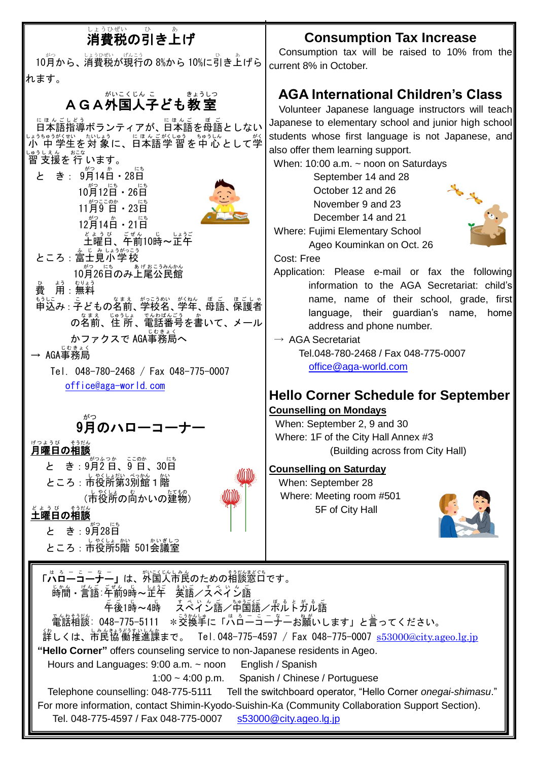# 消費税の引き上げ

10月から、消費税が現行の 8%から 10%に引き上げられます。

# AGA外国人子ども教室

日本語指導ボランティアが、日本語を母語としない小中学生を対象に、日本語学習を中心として学習支援を行います。

と　き：9月14日・28日
10月12日・26日
11月9日・23日
12月14日・21日
土曜日、午前10時～正午

ところ：富士見小学校
10月26日のみ上尾公民館

費　用：無料

申込み：子どもの名前、学校名、学年、母語、保護者の名前、住所、電話番号を書いて、メールかファクスで AGA事務局へ

→ AGA事務局
Tel. 048-780-2468 / Fax 048-775-0007
office@aga-world.com

# 9月のハローコーナー

**月曜日の相談**

と　き：9月2日、9日、30日
ところ：市役所第3別館1階
（市役所の向かいの建物）

**土曜日の相談**

と　き：9月28日
ところ：市役所5階 501会議室

# Consumption Tax Increase

Consumption tax will be raised to 10% from the current 8% in October.

# AGA International Children's Class

Volunteer Japanese language instructors will teach Japanese to elementary school and junior high school students whose first language is not Japanese, and also offer them learning support.

When: 10:00 a.m. ~ noon on Saturdays
September 14 and 28
October 12 and 26
November 9 and 23
December 14 and 21

Where: Fujimi Elementary School
Ageo Kouminkan on Oct. 26

Cost: Free

Application: Please e-mail or fax the following information to the AGA Secretariat: child's name, name of their school, grade, first language, their guardian's name, home address and phone number.

→ AGA Secretariat
Tel.048-780-2468 / Fax 048-775-0007
office@aga-world.com

# Hello Corner Schedule for September

**Counselling on Mondays**

When: September 2, 9 and 30
Where: 1F of the City Hall Annex #3
(Building across from City Hall)

**Counselling on Saturday**

When: September 28
Where: Meeting room #501
5F of City Hall

---

「ハローコーナー」は、外国人市民のための相談窓口です。
時間・言語：午前9時～正午　英語／スペイン語
午後1時～4時　スペイン語／中国語／ポルトガル語
電話相談：048-775-5111　＊交換手に「ハローコーナーお願いします」と言ってください。
詳しくは、市民協働推進課まで。　Tel.048-775-4597 / Fax 048-775-0007　s53000@city.ageo.lg.jp

**"Hello Corner"** offers counseling service to non-Japanese residents in Ageo.
Hours and Languages: 9:00 a.m. ~ noon　English / Spanish
1:00 ~ 4:00 p.m.　Spanish / Chinese / Portuguese
Telephone counselling: 048-775-5111　Tell the switchboard operator, "Hello Corner *onegai-shimasu*."
For more information, contact Shimin-Kyodo-Suishin-Ka (Community Collaboration Support Section).
Tel. 048-775-4597 / Fax 048-775-0007　s53000@city.ageo.lg.jp